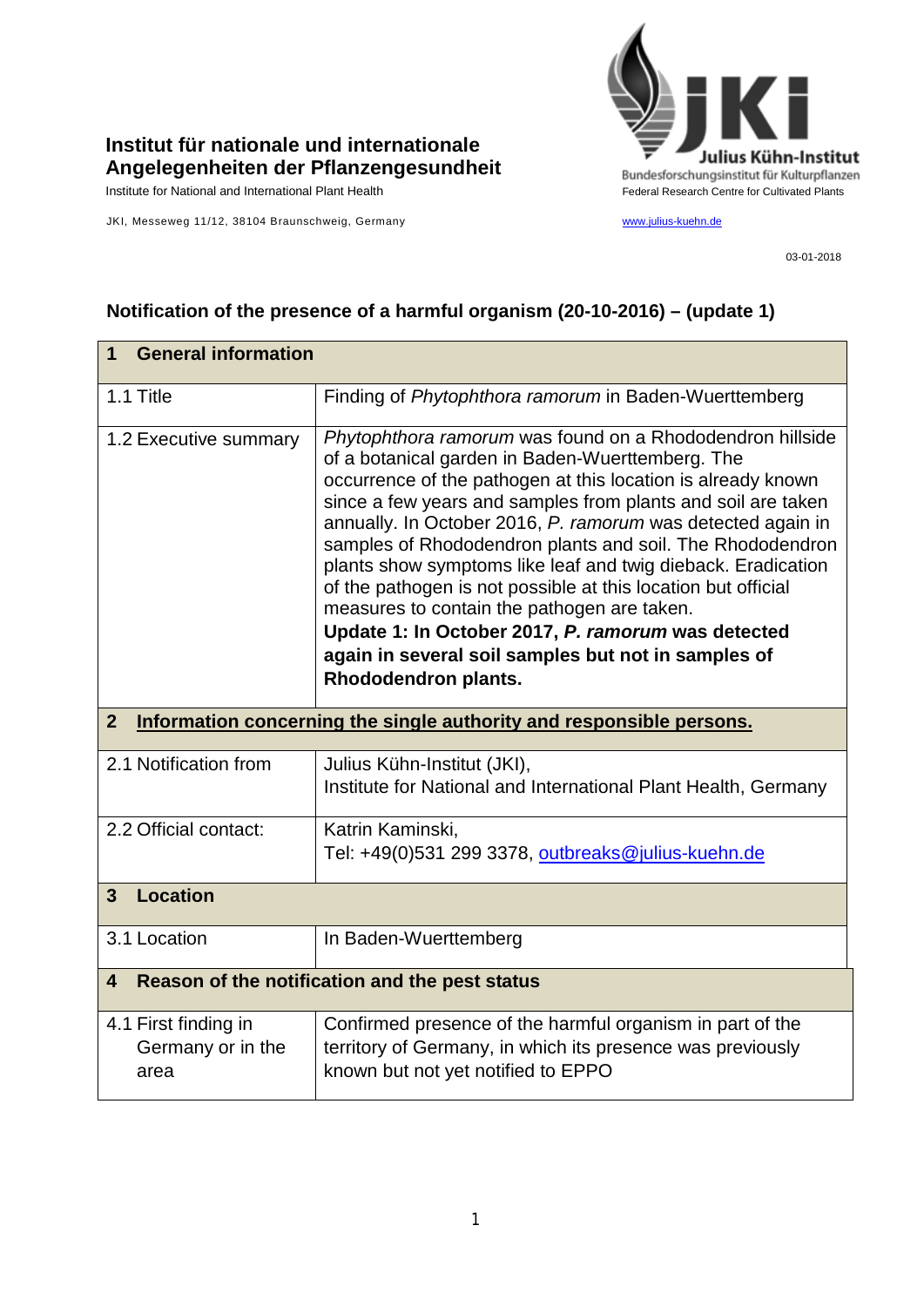**Institut für nationale und internationale Angelegenheiten der Pflanzengesundheit**
Institute for National and International Plant Health

JKI, Messeweg 11/12, 38104 Braunschweig, Germany

Julius Kühn-Institut
Bundesforschungsinstitut für Kulturpflanzen
Federal Research Centre for Cultivated Plants

www.julius-kuehn.de

03-01-2018

## Notification of the presence of a harmful organism (20-10-2016) – (update 1)

| **1 General information** | |
|---|---|
| 1.1 Title | Finding of *Phytophthora ramorum* in Baden-Wuerttemberg |
| 1.2 Executive summary | *Phytophthora ramorum* was found on a Rhododendron hillside of a botanical garden in Baden-Wuerttemberg. The occurrence of the pathogen at this location is already known since a few years and samples from plants and soil are taken annually. In October 2016, *P. ramorum* was detected again in samples of Rhododendron plants and soil. The Rhododendron plants show symptoms like leaf and twig dieback. Eradication of the pathogen is not possible at this location but official measures to contain the pathogen are taken. **Update 1: In October 2017, *P. ramorum* was detected again in several soil samples but not in samples of Rhododendron plants.** |
| **2 Information concerning the single authority and responsible persons.** | |
| 2.1 Notification from | Julius Kühn-Institut (JKI), Institute for National and International Plant Health, Germany |
| 2.2 Official contact: | Katrin Kaminski, Tel: +49(0)531 299 3378, outbreaks@julius-kuehn.de |
| **3 Location** | |
| 3.1 Location | In Baden-Wuerttemberg |
| **4 Reason of the notification and the pest status** | |
| 4.1 First finding in Germany or in the area | Confirmed presence of the harmful organism in part of the territory of Germany, in which its presence was previously known but not yet notified to EPPO |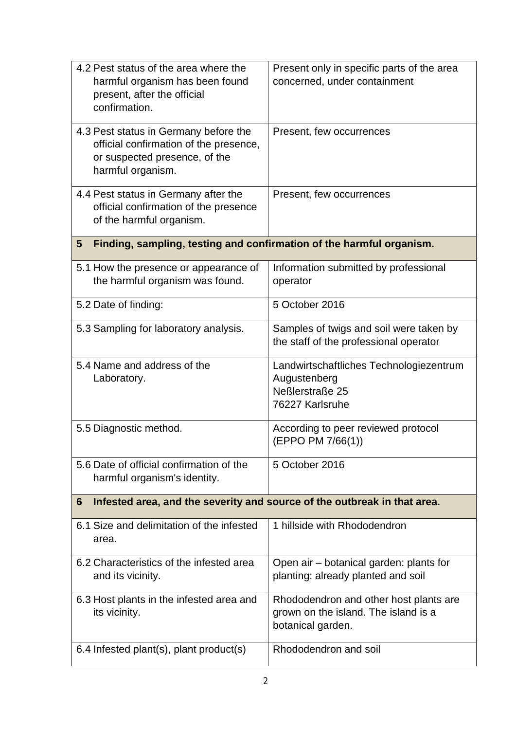| | |
|---|---|
| 4.2 Pest status of the area where the harmful organism has been found present, after the official confirmation. | Present only in specific parts of the area concerned, under containment |
| 4.3 Pest status in Germany before the official confirmation of the presence, or suspected presence, of the harmful organism. | Present, few occurrences |
| 4.4 Pest status in Germany after the official confirmation of the presence of the harmful organism. | Present, few occurrences |
| **5 Finding, sampling, testing and confirmation of the harmful organism.** | |
| 5.1 How the presence or appearance of the harmful organism was found. | Information submitted by professional operator |
| 5.2 Date of finding: | 5 October 2016 |
| 5.3 Sampling for laboratory analysis. | Samples of twigs and soil were taken by the staff of the professional operator |
| 5.4 Name and address of the Laboratory. | Landwirtschaftliches Technologiezentrum Augustenberg<br>Neßlerstraße 25<br>76227 Karlsruhe |
| 5.5 Diagnostic method. | According to peer reviewed protocol (EPPO PM 7/66(1)) |
| 5.6 Date of official confirmation of the harmful organism's identity. | 5 October 2016 |
| **6 Infested area, and the severity and source of the outbreak in that area.** | |
| 6.1 Size and delimitation of the infested area. | 1 hillside with Rhododendron |
| 6.2 Characteristics of the infested area and its vicinity. | Open air – botanical garden: plants for planting: already planted and soil |
| 6.3 Host plants in the infested area and its vicinity. | Rhododendron and other host plants are grown on the island. The island is a botanical garden. |
| 6.4 Infested plant(s), plant product(s) | Rhododendron and soil |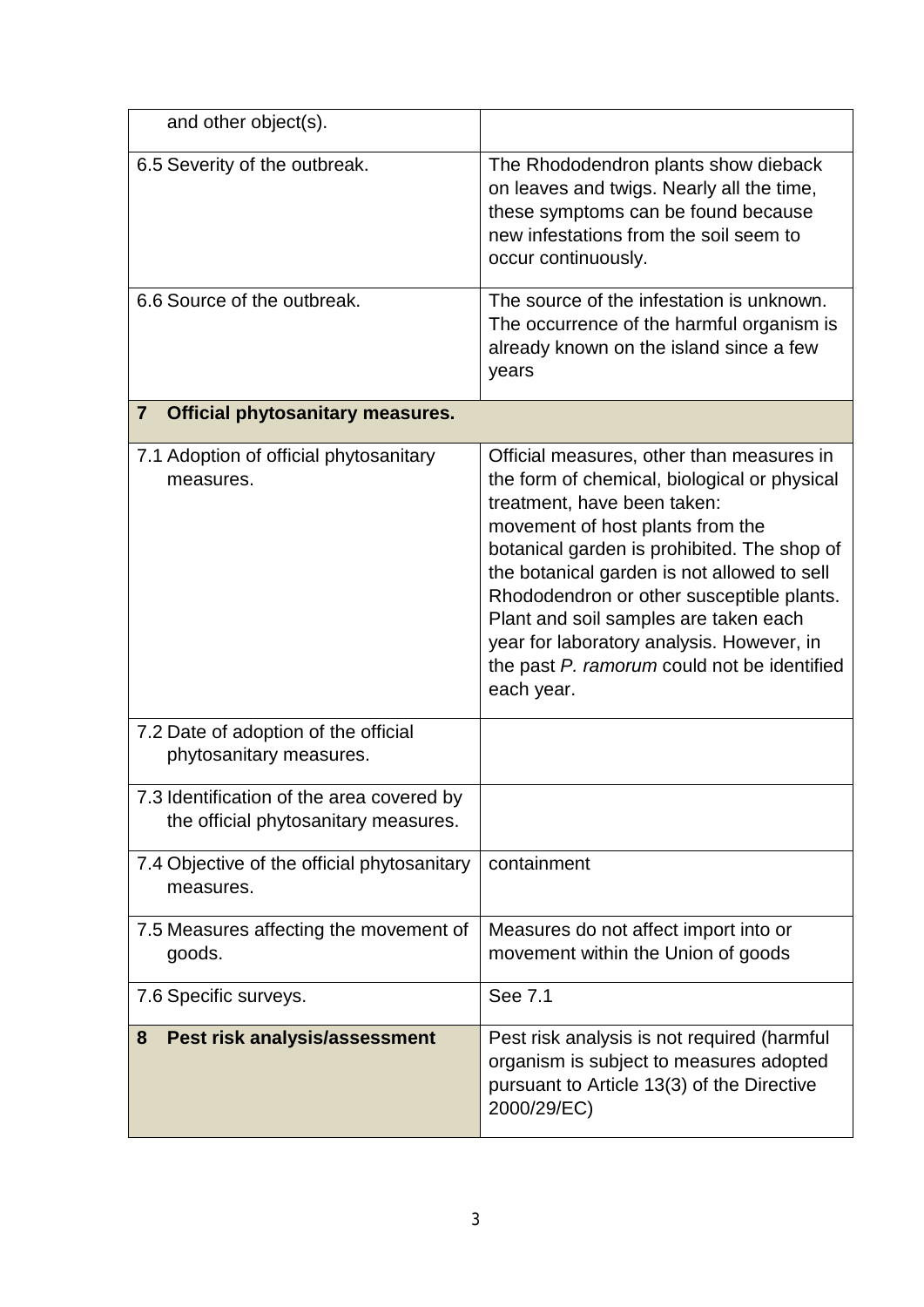| | |
|---|---|
| and other object(s). | |
| 6.5 Severity of the outbreak. | The Rhododendron plants show dieback on leaves and twigs. Nearly all the time, these symptoms can be found because new infestations from the soil seem to occur continuously. |
| 6.6 Source of the outbreak. | The source of the infestation is unknown. The occurrence of the harmful organism is already known on the island since a few years |
| **7 Official phytosanitary measures.** | |
| 7.1 Adoption of official phytosanitary measures. | Official measures, other than measures in the form of chemical, biological or physical treatment, have been taken: movement of host plants from the botanical garden is prohibited. The shop of the botanical garden is not allowed to sell Rhododendron or other susceptible plants. Plant and soil samples are taken each year for laboratory analysis. However, in the past *P. ramorum* could not be identified each year. |
| 7.2 Date of adoption of the official phytosanitary measures. | |
| 7.3 Identification of the area covered by the official phytosanitary measures. | |
| 7.4 Objective of the official phytosanitary measures. | containment |
| 7.5 Measures affecting the movement of goods. | Measures do not affect import into or movement within the Union of goods |
| 7.6 Specific surveys. | See 7.1 |
| **8 Pest risk analysis/assessment** | Pest risk analysis is not required (harmful organism is subject to measures adopted pursuant to Article 13(3) of the Directive 2000/29/EC) |